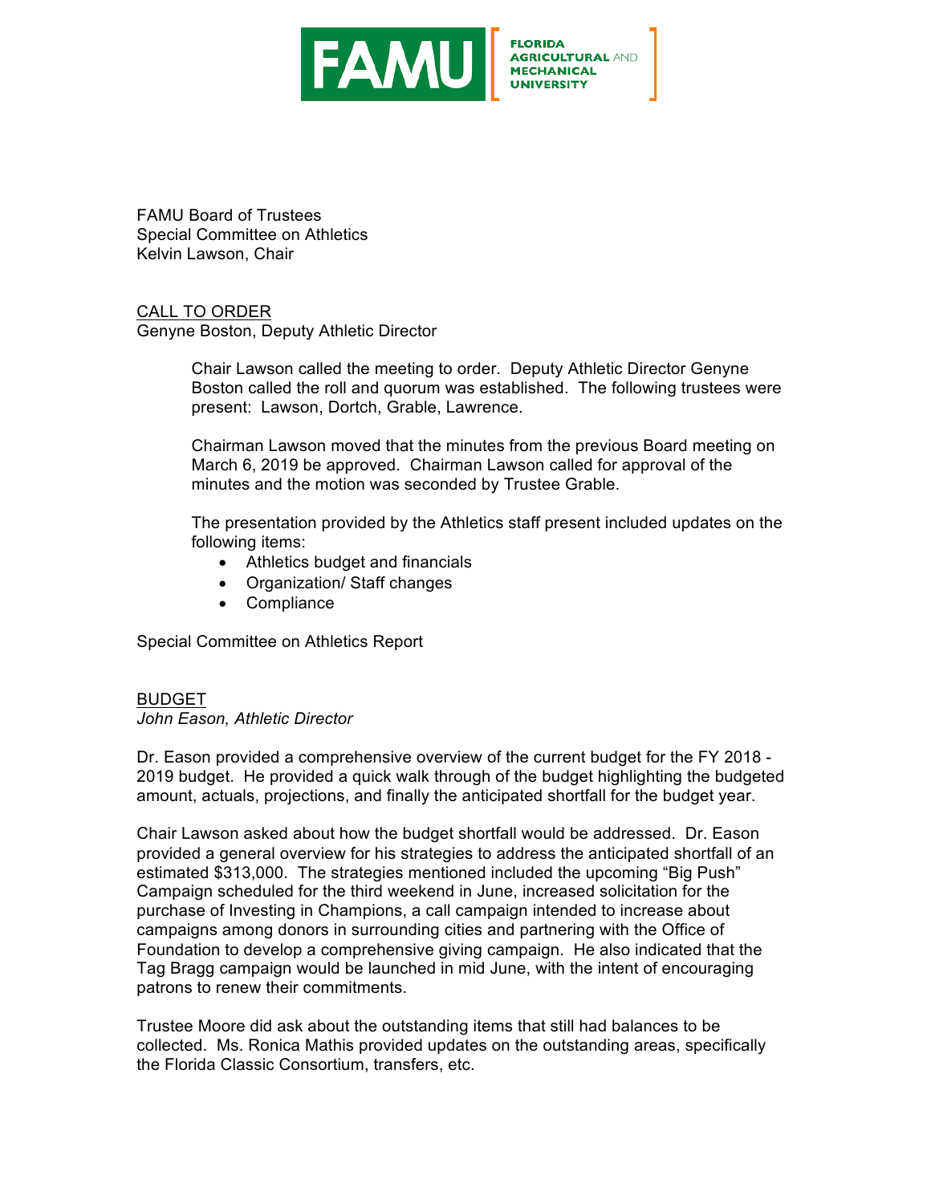FAMU | FLORIDA AGRICULTURAL AND MECHANICAL UNIVERSITY

FAMU Board of Trustees
Special Committee on Athletics
Kelvin Lawson, Chair

CALL TO ORDER
Genyne Boston, Deputy Athletic Director

> Chair Lawson called the meeting to order. Deputy Athletic Director Genyne Boston called the roll and quorum was established. The following trustees were present: Lawson, Dortch, Grable, Lawrence.
>
> Chairman Lawson moved that the minutes from the previous Board meeting on March 6, 2019 be approved. Chairman Lawson called for approval of the minutes and the motion was seconded by Trustee Grable.
>
> The presentation provided by the Athletics staff present included updates on the following items:
>
> - Athletics budget and financials
> - Organization/ Staff changes
> - Compliance

Special Committee on Athletics Report

BUDGET
*John Eason, Athletic Director*

Dr. Eason provided a comprehensive overview of the current budget for the FY 2018 - 2019 budget. He provided a quick walk through of the budget highlighting the budgeted amount, actuals, projections, and finally the anticipated shortfall for the budget year.

Chair Lawson asked about how the budget shortfall would be addressed. Dr. Eason provided a general overview for his strategies to address the anticipated shortfall of an estimated $313,000. The strategies mentioned included the upcoming "Big Push" Campaign scheduled for the third weekend in June, increased solicitation for the purchase of Investing in Champions, a call campaign intended to increase about campaigns among donors in surrounding cities and partnering with the Office of Foundation to develop a comprehensive giving campaign. He also indicated that the Tag Bragg campaign would be launched in mid June, with the intent of encouraging patrons to renew their commitments.

Trustee Moore did ask about the outstanding items that still had balances to be collected. Ms. Ronica Mathis provided updates on the outstanding areas, specifically the Florida Classic Consortium, transfers, etc.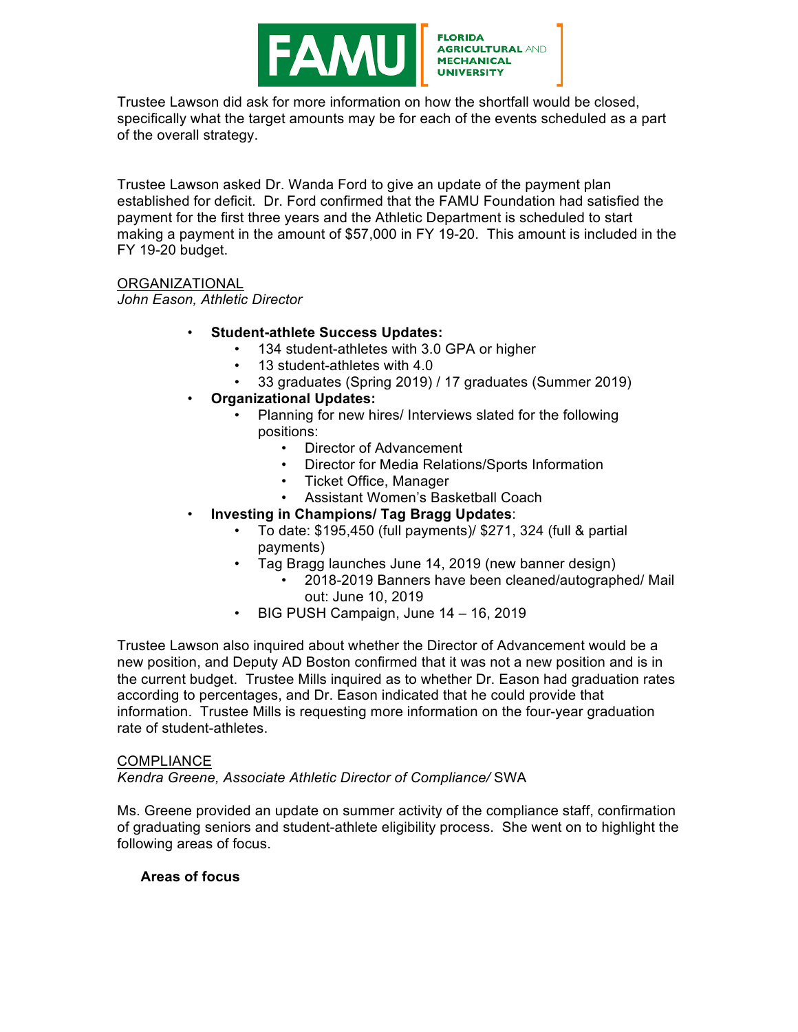Trustee Lawson did ask for more information on how the shortfall would be closed, specifically what the target amounts may be for each of the events scheduled as a part of the overall strategy.

Trustee Lawson asked Dr. Wanda Ford to give an update of the payment plan established for deficit. Dr. Ford confirmed that the FAMU Foundation had satisfied the payment for the first three years and the Athletic Department is scheduled to start making a payment in the amount of $57,000 in FY 19-20. This amount is included in the FY 19-20 budget.

<u>ORGANIZATIONAL</u>

*John Eason, Athletic Director*

- **Student-athlete Success Updates:**
  - 134 student-athletes with 3.0 GPA or higher
  - 13 student-athletes with 4.0
  - 33 graduates (Spring 2019) / 17 graduates (Summer 2019)
- **Organizational Updates:**
  - Planning for new hires/ Interviews slated for the following positions:
    - Director of Advancement
    - Director for Media Relations/Sports Information
    - Ticket Office, Manager
    - Assistant Women's Basketball Coach
- **Investing in Champions/ Tag Bragg Updates**:
  - To date: $195,450 (full payments)/ $271, 324 (full & partial payments)
  - Tag Bragg launches June 14, 2019 (new banner design)
    - 2018-2019 Banners have been cleaned/autographed/ Mail out: June 10, 2019
  - BIG PUSH Campaign, June 14 – 16, 2019

Trustee Lawson also inquired about whether the Director of Advancement would be a new position, and Deputy AD Boston confirmed that it was not a new position and is in the current budget. Trustee Mills inquired as to whether Dr. Eason had graduation rates according to percentages, and Dr. Eason indicated that he could provide that information. Trustee Mills is requesting more information on the four-year graduation rate of student-athletes.

<u>COMPLIANCE</u>

*Kendra Greene, Associate Athletic Director of Compliance/* SWA

Ms. Greene provided an update on summer activity of the compliance staff, confirmation of graduating seniors and student-athlete eligibility process. She went on to highlight the following areas of focus.

**Areas of focus**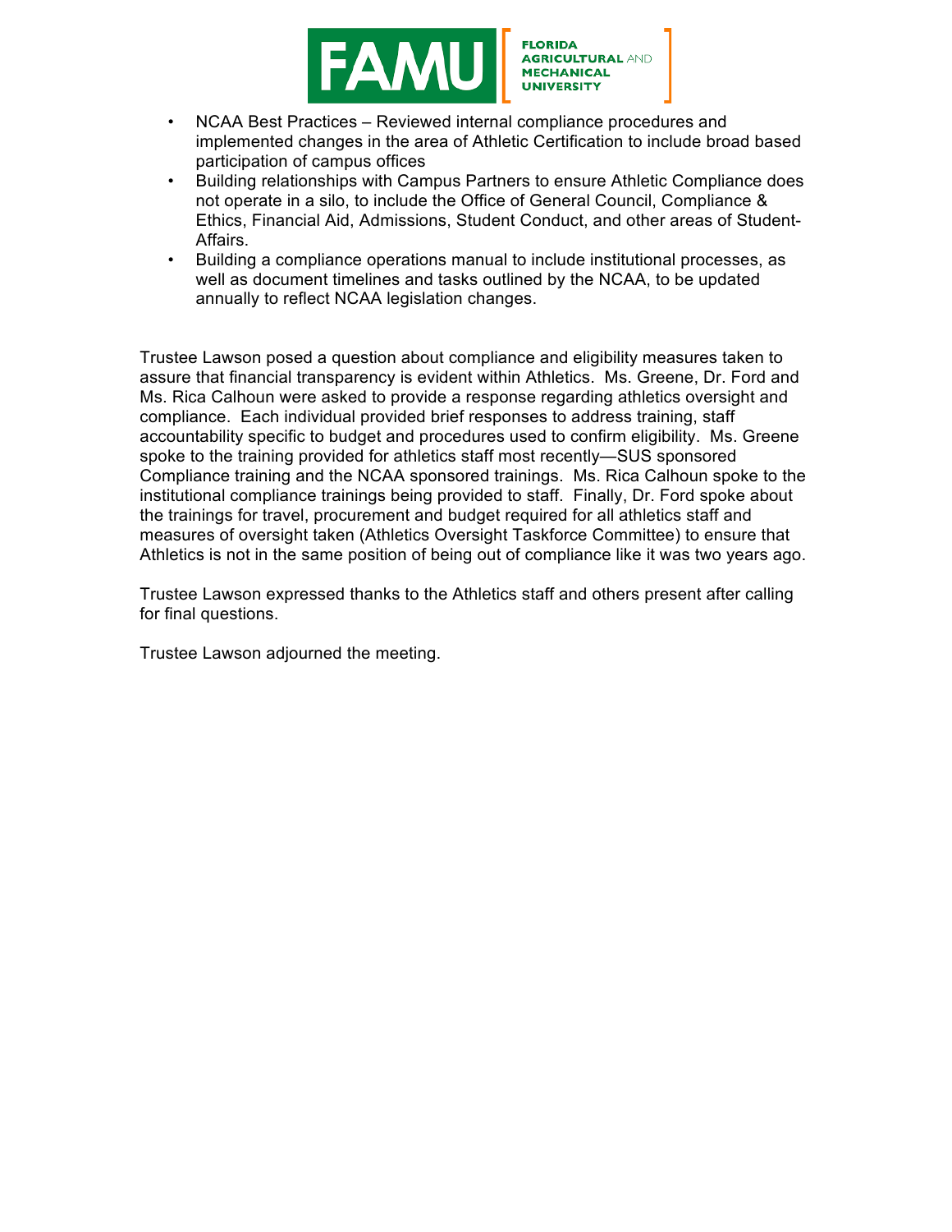- NCAA Best Practices – Reviewed internal compliance procedures and implemented changes in the area of Athletic Certification to include broad based participation of campus offices
- Building relationships with Campus Partners to ensure Athletic Compliance does not operate in a silo, to include the Office of General Council, Compliance & Ethics, Financial Aid, Admissions, Student Conduct, and other areas of Student-Affairs.
- Building a compliance operations manual to include institutional processes, as well as document timelines and tasks outlined by the NCAA, to be updated annually to reflect NCAA legislation changes.

Trustee Lawson posed a question about compliance and eligibility measures taken to assure that financial transparency is evident within Athletics. Ms. Greene, Dr. Ford and Ms. Rica Calhoun were asked to provide a response regarding athletics oversight and compliance. Each individual provided brief responses to address training, staff accountability specific to budget and procedures used to confirm eligibility. Ms. Greene spoke to the training provided for athletics staff most recently—SUS sponsored Compliance training and the NCAA sponsored trainings. Ms. Rica Calhoun spoke to the institutional compliance trainings being provided to staff. Finally, Dr. Ford spoke about the trainings for travel, procurement and budget required for all athletics staff and measures of oversight taken (Athletics Oversight Taskforce Committee) to ensure that Athletics is not in the same position of being out of compliance like it was two years ago.

Trustee Lawson expressed thanks to the Athletics staff and others present after calling for final questions.

Trustee Lawson adjourned the meeting.